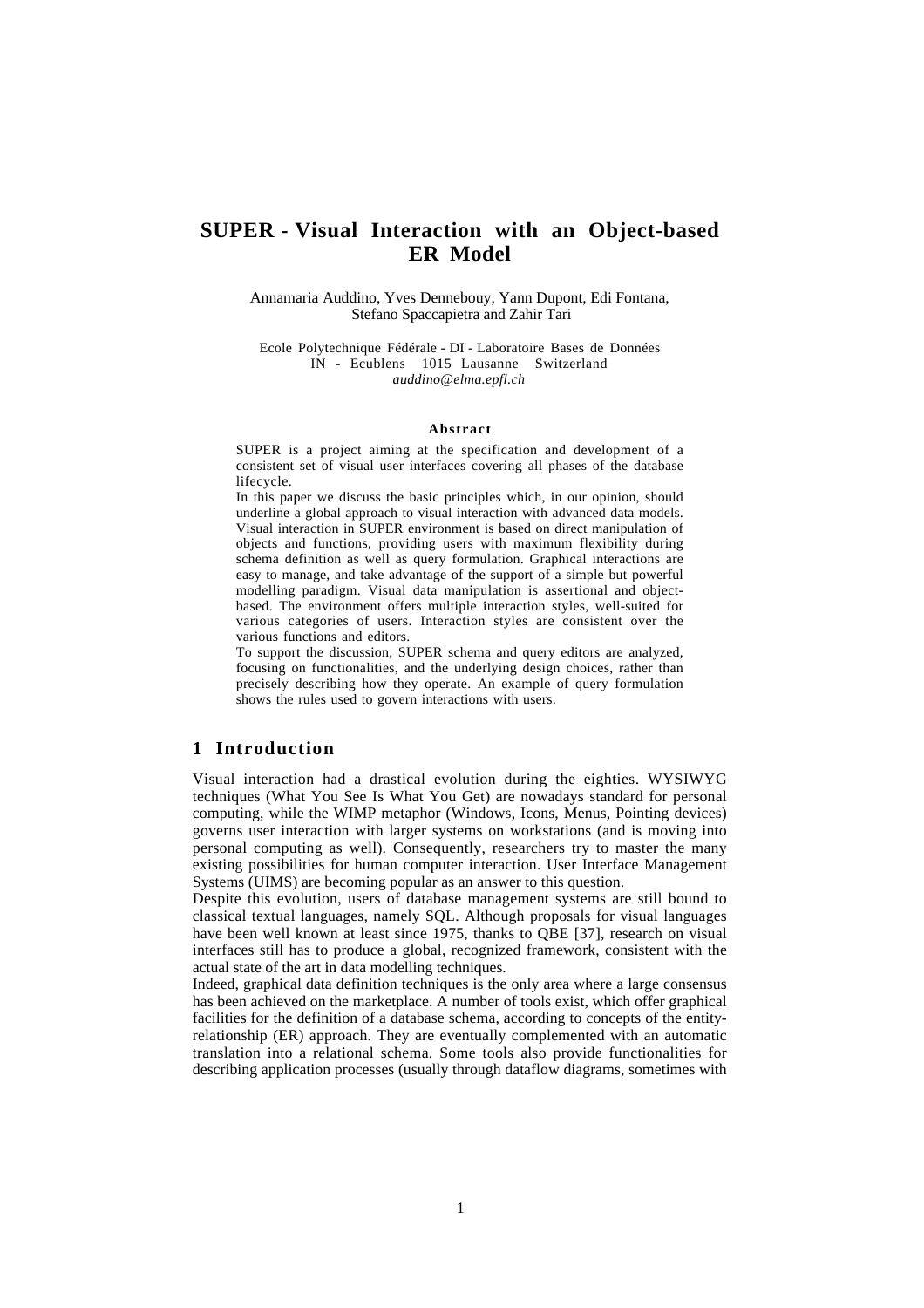# SUPER - Visual Interaction with an Object-based ER Model

Annamaria Auddino, Yves Dennebouy, Yann Dupont, Edi Fontana, Stefano Spaccapietra and Zahir Tari

Ecole Polytechnique Fédérale - DI - Laboratoire Bases de Données
IN - Ecublens 1015 Lausanne Switzerland
*auddino@elma.epfl.ch*

**Abstract**

SUPER is a project aiming at the specification and development of a consistent set of visual user interfaces covering all phases of the database lifecycle.
In this paper we discuss the basic principles which, in our opinion, should underline a global approach to visual interaction with advanced data models. Visual interaction in SUPER environment is based on direct manipulation of objects and functions, providing users with maximum flexibility during schema definition as well as query formulation. Graphical interactions are easy to manage, and take advantage of the support of a simple but powerful modelling paradigm. Visual data manipulation is assertional and object-based. The environment offers multiple interaction styles, well-suited for various categories of users. Interaction styles are consistent over the various functions and editors.
To support the discussion, SUPER schema and query editors are analyzed, focusing on functionalities, and the underlying design choices, rather than precisely describing how they operate. An example of query formulation shows the rules used to govern interactions with users.

## 1 Introduction

Visual interaction had a drastical evolution during the eighties. WYSIWYG techniques (What You See Is What You Get) are nowadays standard for personal computing, while the WIMP metaphor (Windows, Icons, Menus, Pointing devices) governs user interaction with larger systems on workstations (and is moving into personal computing as well). Consequently, researchers try to master the many existing possibilities for human computer interaction. User Interface Management Systems (UIMS) are becoming popular as an answer to this question.
Despite this evolution, users of database management systems are still bound to classical textual languages, namely SQL. Although proposals for visual languages have been well known at least since 1975, thanks to QBE [37], research on visual interfaces still has to produce a global, recognized framework, consistent with the actual state of the art in data modelling techniques.
Indeed, graphical data definition techniques is the only area where a large consensus has been achieved on the marketplace. A number of tools exist, which offer graphical facilities for the definition of a database schema, according to concepts of the entity-relationship (ER) approach. They are eventually complemented with an automatic translation into a relational schema. Some tools also provide functionalities for describing application processes (usually through dataflow diagrams, sometimes with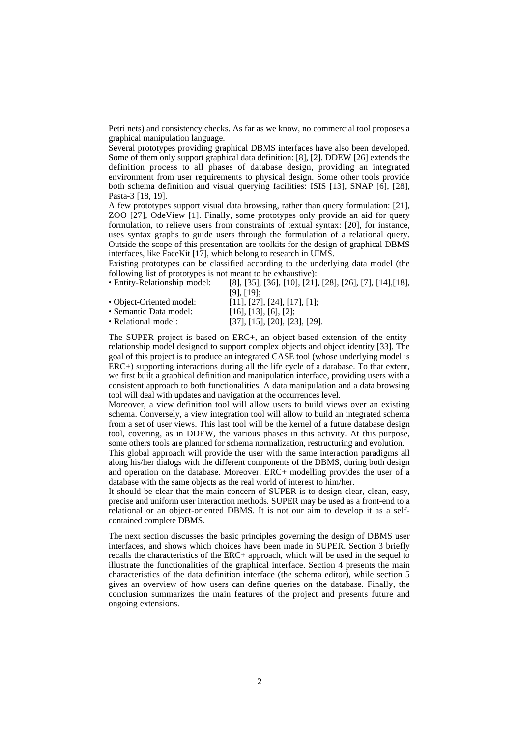Petri nets) and consistency checks. As far as we know, no commercial tool proposes a graphical manipulation language.

Several prototypes providing graphical DBMS interfaces have also been developed. Some of them only support graphical data definition: [8], [2]. DDEW [26] extends the definition process to all phases of database design, providing an integrated environment from user requirements to physical design. Some other tools provide both schema definition and visual querying facilities: ISIS [13], SNAP [6], [28], Pasta-3 [18, 19].

A few prototypes support visual data browsing, rather than query formulation: [21], ZOO [27], OdeView [1]. Finally, some prototypes only provide an aid for query formulation, to relieve users from constraints of textual syntax: [20], for instance, uses syntax graphs to guide users through the formulation of a relational query. Outside the scope of this presentation are toolkits for the design of graphical DBMS interfaces, like FaceKit [17], which belong to research in UIMS.

Existing prototypes can be classified according to the underlying data model (the following list of prototypes is not meant to be exhaustive):

- Entity-Relationship model: [8], [35], [36], [10], [21], [28], [26], [7], [14],[18], [9], [19];
- Object-Oriented model: [11], [27], [24], [17], [1];
- Semantic Data model: [16], [13], [6], [2];
- Relational model: [37], [15], [20], [23], [29].

The SUPER project is based on ERC+, an object-based extension of the entity-relationship model designed to support complex objects and object identity [33]. The goal of this project is to produce an integrated CASE tool (whose underlying model is ERC+) supporting interactions during all the life cycle of a database. To that extent, we first built a graphical definition and manipulation interface, providing users with a consistent approach to both functionalities. A data manipulation and a data browsing tool will deal with updates and navigation at the occurrences level.

Moreover, a view definition tool will allow users to build views over an existing schema. Conversely, a view integration tool will allow to build an integrated schema from a set of user views. This last tool will be the kernel of a future database design tool, covering, as in DDEW, the various phases in this activity. At this purpose, some others tools are planned for schema normalization, restructuring and evolution.

This global approach will provide the user with the same interaction paradigms all along his/her dialogs with the different components of the DBMS, during both design and operation on the database. Moreover, ERC+ modelling provides the user of a database with the same objects as the real world of interest to him/her.

It should be clear that the main concern of SUPER is to design clear, clean, easy, precise and uniform user interaction methods. SUPER may be used as a front-end to a relational or an object-oriented DBMS. It is not our aim to develop it as a self-contained complete DBMS.

The next section discusses the basic principles governing the design of DBMS user interfaces, and shows which choices have been made in SUPER. Section 3 briefly recalls the characteristics of the ERC+ approach, which will be used in the sequel to illustrate the functionalities of the graphical interface. Section 4 presents the main characteristics of the data definition interface (the schema editor), while section 5 gives an overview of how users can define queries on the database. Finally, the conclusion summarizes the main features of the project and presents future and ongoing extensions.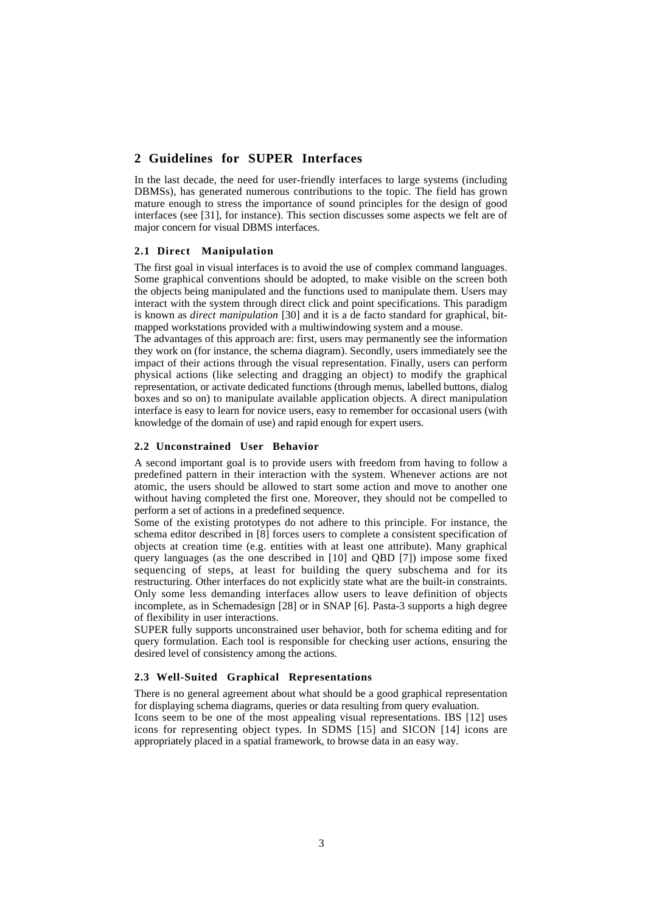## 2 Guidelines for SUPER Interfaces

In the last decade, the need for user-friendly interfaces to large systems (including DBMSs), has generated numerous contributions to the topic. The field has grown mature enough to stress the importance of sound principles for the design of good interfaces (see [31], for instance). This section discusses some aspects we felt are of major concern for visual DBMS interfaces.

### 2.1 Direct Manipulation

The first goal in visual interfaces is to avoid the use of complex command languages. Some graphical conventions should be adopted, to make visible on the screen both the objects being manipulated and the functions used to manipulate them. Users may interact with the system through direct click and point specifications. This paradigm is known as *direct manipulation* [30] and it is a de facto standard for graphical, bit-mapped workstations provided with a multiwindowing system and a mouse.

The advantages of this approach are: first, users may permanently see the information they work on (for instance, the schema diagram). Secondly, users immediately see the impact of their actions through the visual representation. Finally, users can perform physical actions (like selecting and dragging an object) to modify the graphical representation, or activate dedicated functions (through menus, labelled buttons, dialog boxes and so on) to manipulate available application objects. A direct manipulation interface is easy to learn for novice users, easy to remember for occasional users (with knowledge of the domain of use) and rapid enough for expert users.

### 2.2 Unconstrained User Behavior

A second important goal is to provide users with freedom from having to follow a predefined pattern in their interaction with the system. Whenever actions are not atomic, the users should be allowed to start some action and move to another one without having completed the first one. Moreover, they should not be compelled to perform a set of actions in a predefined sequence.

Some of the existing prototypes do not adhere to this principle. For instance, the schema editor described in [8] forces users to complete a consistent specification of objects at creation time (e.g. entities with at least one attribute). Many graphical query languages (as the one described in [10] and QBD [7]) impose some fixed sequencing of steps, at least for building the query subschema and for its restructuring. Other interfaces do not explicitly state what are the built-in constraints. Only some less demanding interfaces allow users to leave definition of objects incomplete, as in Schemadesign [28] or in SNAP [6]. Pasta-3 supports a high degree of flexibility in user interactions.

SUPER fully supports unconstrained user behavior, both for schema editing and for query formulation. Each tool is responsible for checking user actions, ensuring the desired level of consistency among the actions.

### 2.3 Well-Suited Graphical Representations

There is no general agreement about what should be a good graphical representation for displaying schema diagrams, queries or data resulting from query evaluation.

Icons seem to be one of the most appealing visual representations. IBS [12] uses icons for representing object types. In SDMS [15] and SICON [14] icons are appropriately placed in a spatial framework, to browse data in an easy way.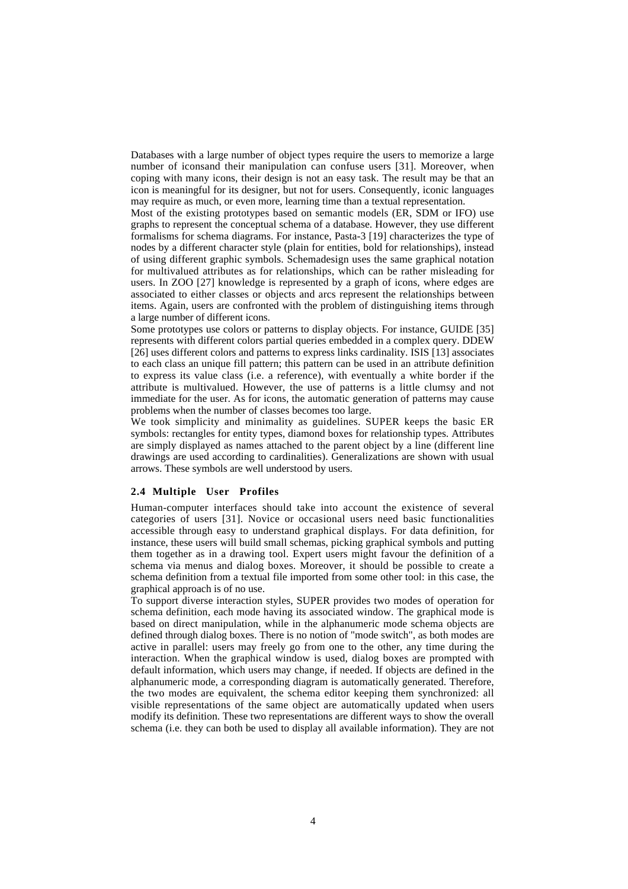Databases with a large number of object types require the users to memorize a large number of iconsand their manipulation can confuse users [31]. Moreover, when coping with many icons, their design is not an easy task. The result may be that an icon is meaningful for its designer, but not for users. Consequently, iconic languages may require as much, or even more, learning time than a textual representation.

Most of the existing prototypes based on semantic models (ER, SDM or IFO) use graphs to represent the conceptual schema of a database. However, they use different formalisms for schema diagrams. For instance, Pasta-3 [19] characterizes the type of nodes by a different character style (plain for entities, bold for relationships), instead of using different graphic symbols. Schemadesign uses the same graphical notation for multivalued attributes as for relationships, which can be rather misleading for users. In ZOO [27] knowledge is represented by a graph of icons, where edges are associated to either classes or objects and arcs represent the relationships between items. Again, users are confronted with the problem of distinguishing items through a large number of different icons.

Some prototypes use colors or patterns to display objects. For instance, GUIDE [35] represents with different colors partial queries embedded in a complex query. DDEW [26] uses different colors and patterns to express links cardinality. ISIS [13] associates to each class an unique fill pattern; this pattern can be used in an attribute definition to express its value class (i.e. a reference), with eventually a white border if the attribute is multivalued. However, the use of patterns is a little clumsy and not immediate for the user. As for icons, the automatic generation of patterns may cause problems when the number of classes becomes too large.

We took simplicity and minimality as guidelines. SUPER keeps the basic ER symbols: rectangles for entity types, diamond boxes for relationship types. Attributes are simply displayed as names attached to the parent object by a line (different line drawings are used according to cardinalities). Generalizations are shown with usual arrows. These symbols are well understood by users.

### 2.4 Multiple User Profiles

Human-computer interfaces should take into account the existence of several categories of users [31]. Novice or occasional users need basic functionalities accessible through easy to understand graphical displays. For data definition, for instance, these users will build small schemas, picking graphical symbols and putting them together as in a drawing tool. Expert users might favour the definition of a schema via menus and dialog boxes. Moreover, it should be possible to create a schema definition from a textual file imported from some other tool: in this case, the graphical approach is of no use.

To support diverse interaction styles, SUPER provides two modes of operation for schema definition, each mode having its associated window. The graphical mode is based on direct manipulation, while in the alphanumeric mode schema objects are defined through dialog boxes. There is no notion of "mode switch", as both modes are active in parallel: users may freely go from one to the other, any time during the interaction. When the graphical window is used, dialog boxes are prompted with default information, which users may change, if needed. If objects are defined in the alphanumeric mode, a corresponding diagram is automatically generated. Therefore, the two modes are equivalent, the schema editor keeping them synchronized: all visible representations of the same object are automatically updated when users modify its definition. These two representations are different ways to show the overall schema (i.e. they can both be used to display all available information). They are not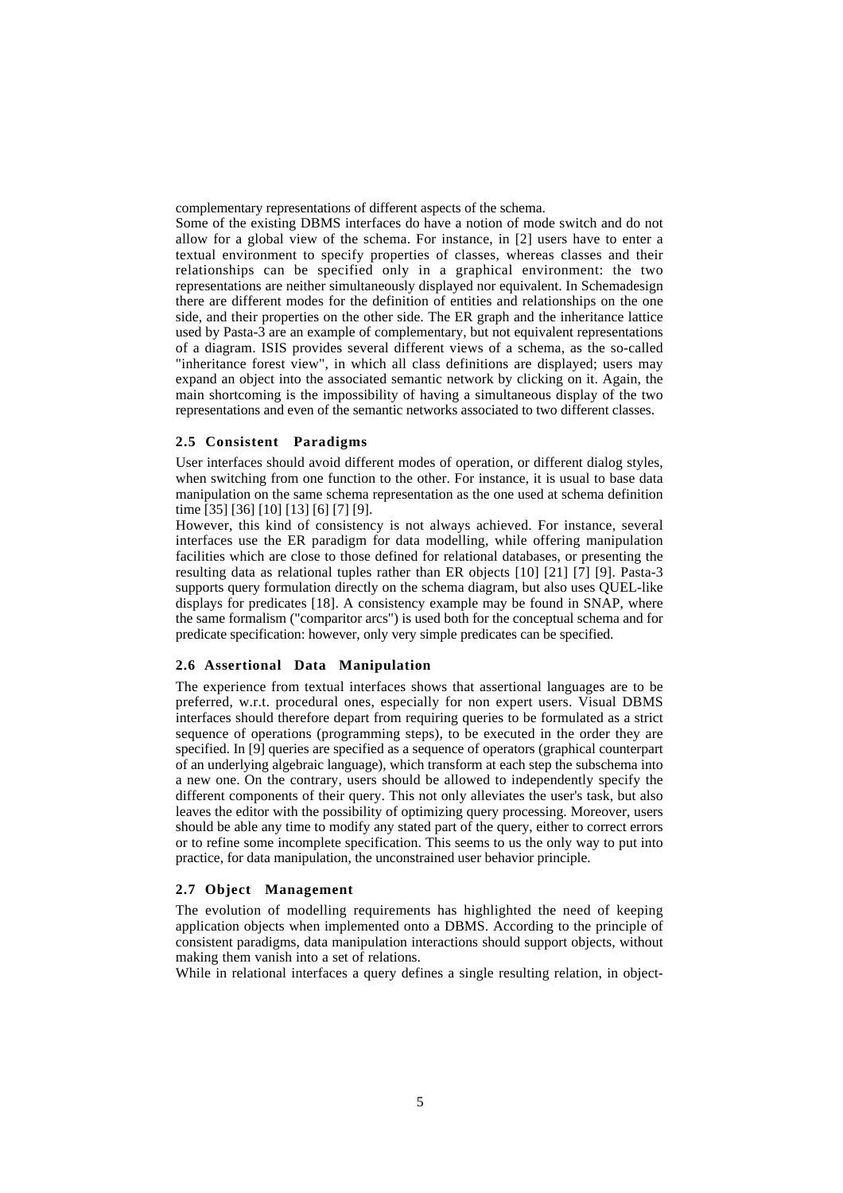complementary representations of different aspects of the schema.

Some of the existing DBMS interfaces do have a notion of mode switch and do not allow for a global view of the schema. For instance, in [2] users have to enter a textual environment to specify properties of classes, whereas classes and their relationships can be specified only in a graphical environment: the two representations are neither simultaneously displayed nor equivalent. In Schemadesign there are different modes for the definition of entities and relationships on the one side, and their properties on the other side. The ER graph and the inheritance lattice used by Pasta-3 are an example of complementary, but not equivalent representations of a diagram. ISIS provides several different views of a schema, as the so-called "inheritance forest view", in which all class definitions are displayed; users may expand an object into the associated semantic network by clicking on it. Again, the main shortcoming is the impossibility of having a simultaneous display of the two representations and even of the semantic networks associated to two different classes.

### 2.5 Consistent Paradigms

User interfaces should avoid different modes of operation, or different dialog styles, when switching from one function to the other. For instance, it is usual to base data manipulation on the same schema representation as the one used at schema definition time [35] [36] [10] [13] [6] [7] [9].

However, this kind of consistency is not always achieved. For instance, several interfaces use the ER paradigm for data modelling, while offering manipulation facilities which are close to those defined for relational databases, or presenting the resulting data as relational tuples rather than ER objects [10] [21] [7] [9]. Pasta-3 supports query formulation directly on the schema diagram, but also uses QUEL-like displays for predicates [18]. A consistency example may be found in SNAP, where the same formalism ("comparitor arcs") is used both for the conceptual schema and for predicate specification: however, only very simple predicates can be specified.

### 2.6 Assertional Data Manipulation

The experience from textual interfaces shows that assertional languages are to be preferred, w.r.t. procedural ones, especially for non expert users. Visual DBMS interfaces should therefore depart from requiring queries to be formulated as a strict sequence of operations (programming steps), to be executed in the order they are specified. In [9] queries are specified as a sequence of operators (graphical counterpart of an underlying algebraic language), which transform at each step the subschema into a new one. On the contrary, users should be allowed to independently specify the different components of their query. This not only alleviates the user's task, but also leaves the editor with the possibility of optimizing query processing. Moreover, users should be able any time to modify any stated part of the query, either to correct errors or to refine some incomplete specification. This seems to us the only way to put into practice, for data manipulation, the unconstrained user behavior principle.

### 2.7 Object Management

The evolution of modelling requirements has highlighted the need of keeping application objects when implemented onto a DBMS. According to the principle of consistent paradigms, data manipulation interactions should support objects, without making them vanish into a set of relations.

While in relational interfaces a query defines a single resulting relation, in object-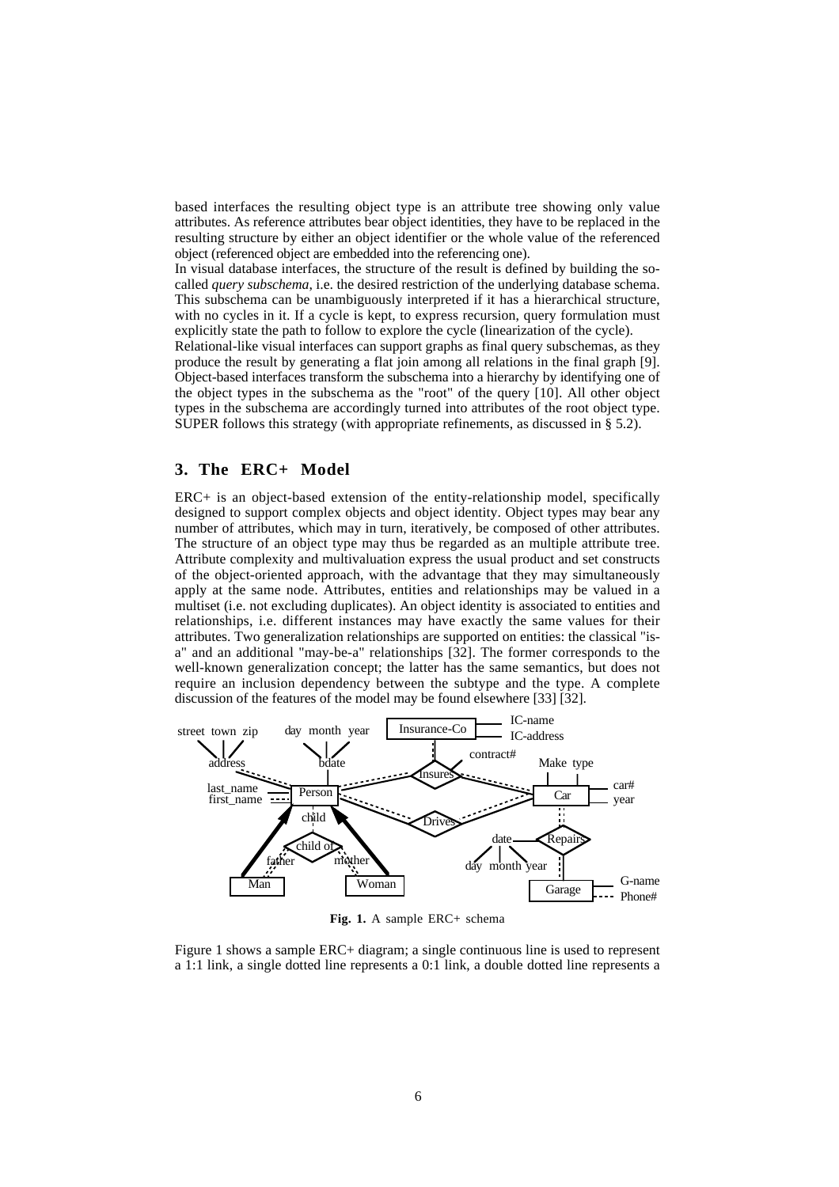based interfaces the resulting object type is an attribute tree showing only value attributes. As reference attributes bear object identities, they have to be replaced in the resulting structure by either an object identifier or the whole value of the referenced object (referenced object are embedded into the referencing one).

In visual database interfaces, the structure of the result is defined by building the so-called *query subschema*, i.e. the desired restriction of the underlying database schema. This subschema can be unambiguously interpreted if it has a hierarchical structure, with no cycles in it. If a cycle is kept, to express recursion, query formulation must explicitly state the path to follow to explore the cycle (linearization of the cycle).

Relational-like visual interfaces can support graphs as final query subschemas, as they produce the result by generating a flat join among all relations in the final graph [9]. Object-based interfaces transform the subschema into a hierarchy by identifying one of the object types in the subschema as the "root" of the query [10]. All other object types in the subschema are accordingly turned into attributes of the root object type. SUPER follows this strategy (with appropriate refinements, as discussed in § 5.2).

## 3. The ERC+ Model

ERC+ is an object-based extension of the entity-relationship model, specifically designed to support complex objects and object identity. Object types may bear any number of attributes, which may in turn, iteratively, be composed of other attributes. The structure of an object type may thus be regarded as an multiple attribute tree. Attribute complexity and multivaluation express the usual product and set constructs of the object-oriented approach, with the advantage that they may simultaneously apply at the same node. Attributes, entities and relationships may be valued in a multiset (i.e. not excluding duplicates). An object identity is associated to entities and relationships, i.e. different instances may have exactly the same values for their attributes. Two generalization relationships are supported on entities: the classical "is-a" and an additional "may-be-a" relationships [32]. The former corresponds to the well-known generalization concept; the latter has the same semantics, but does not require an inclusion dependency between the subtype and the type. A complete discussion of the features of the model may be found elsewhere [33] [32].

street town zip
address
day month year
bdate
Insurance-Co
IC-name
IC-address
contract#
Insures
Make type
car#
year
last_name
first_name
Person
Car
child
Drives
child of
Repairs
father
mother
date
day month year
Man
Woman
Garage
G-name
Phone#

**Fig. 1.** A sample ERC+ schema

Figure 1 shows a sample ERC+ diagram; a single continuous line is used to represent a 1:1 link, a single dotted line represents a 0:1 link, a double dotted line represents a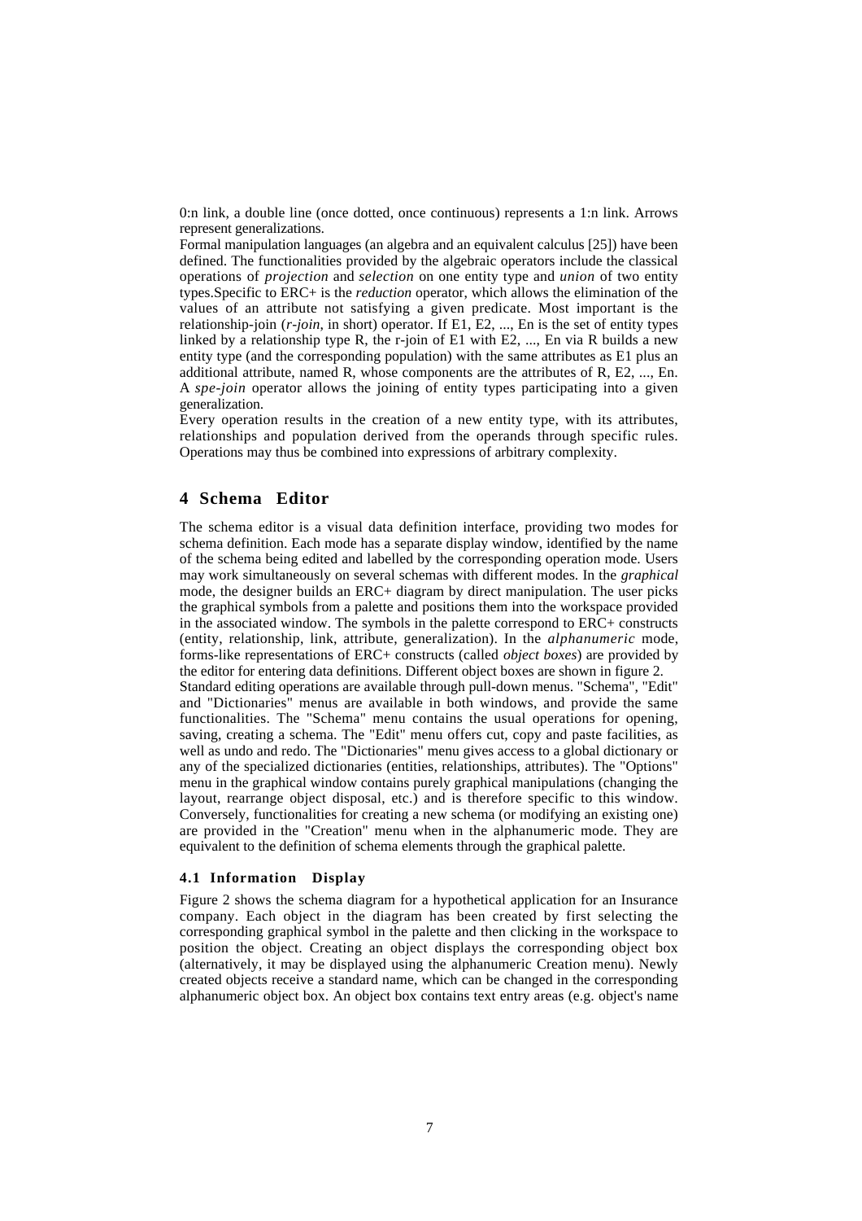0:n link, a double line (once dotted, once continuous) represents a 1:n link. Arrows represent generalizations.

Formal manipulation languages (an algebra and an equivalent calculus [25]) have been defined. The functionalities provided by the algebraic operators include the classical operations of *projection* and *selection* on one entity type and *union* of two entity types.Specific to ERC+ is the *reduction* operator, which allows the elimination of the values of an attribute not satisfying a given predicate. Most important is the relationship-join (*r-join*, in short) operator. If E1, E2, ..., En is the set of entity types linked by a relationship type R, the r-join of E1 with E2, ..., En via R builds a new entity type (and the corresponding population) with the same attributes as E1 plus an additional attribute, named R, whose components are the attributes of R, E2, ..., En. A *spe-join* operator allows the joining of entity types participating into a given generalization.

Every operation results in the creation of a new entity type, with its attributes, relationships and population derived from the operands through specific rules. Operations may thus be combined into expressions of arbitrary complexity.

## 4 Schema Editor

The schema editor is a visual data definition interface, providing two modes for schema definition. Each mode has a separate display window, identified by the name of the schema being edited and labelled by the corresponding operation mode. Users may work simultaneously on several schemas with different modes. In the *graphical* mode, the designer builds an ERC+ diagram by direct manipulation. The user picks the graphical symbols from a palette and positions them into the workspace provided in the associated window. The symbols in the palette correspond to ERC+ constructs (entity, relationship, link, attribute, generalization). In the *alphanumeric* mode, forms-like representations of ERC+ constructs (called *object boxes*) are provided by the editor for entering data definitions. Different object boxes are shown in figure 2.

Standard editing operations are available through pull-down menus. "Schema", "Edit" and "Dictionaries" menus are available in both windows, and provide the same functionalities. The "Schema" menu contains the usual operations for opening, saving, creating a schema. The "Edit" menu offers cut, copy and paste facilities, as well as undo and redo. The "Dictionaries" menu gives access to a global dictionary or any of the specialized dictionaries (entities, relationships, attributes). The "Options" menu in the graphical window contains purely graphical manipulations (changing the layout, rearrange object disposal, etc.) and is therefore specific to this window. Conversely, functionalities for creating a new schema (or modifying an existing one) are provided in the "Creation" menu when in the alphanumeric mode. They are equivalent to the definition of schema elements through the graphical palette.

### 4.1 Information Display

Figure 2 shows the schema diagram for a hypothetical application for an Insurance company. Each object in the diagram has been created by first selecting the corresponding graphical symbol in the palette and then clicking in the workspace to position the object. Creating an object displays the corresponding object box (alternatively, it may be displayed using the alphanumeric Creation menu). Newly created objects receive a standard name, which can be changed in the corresponding alphanumeric object box. An object box contains text entry areas (e.g. object's name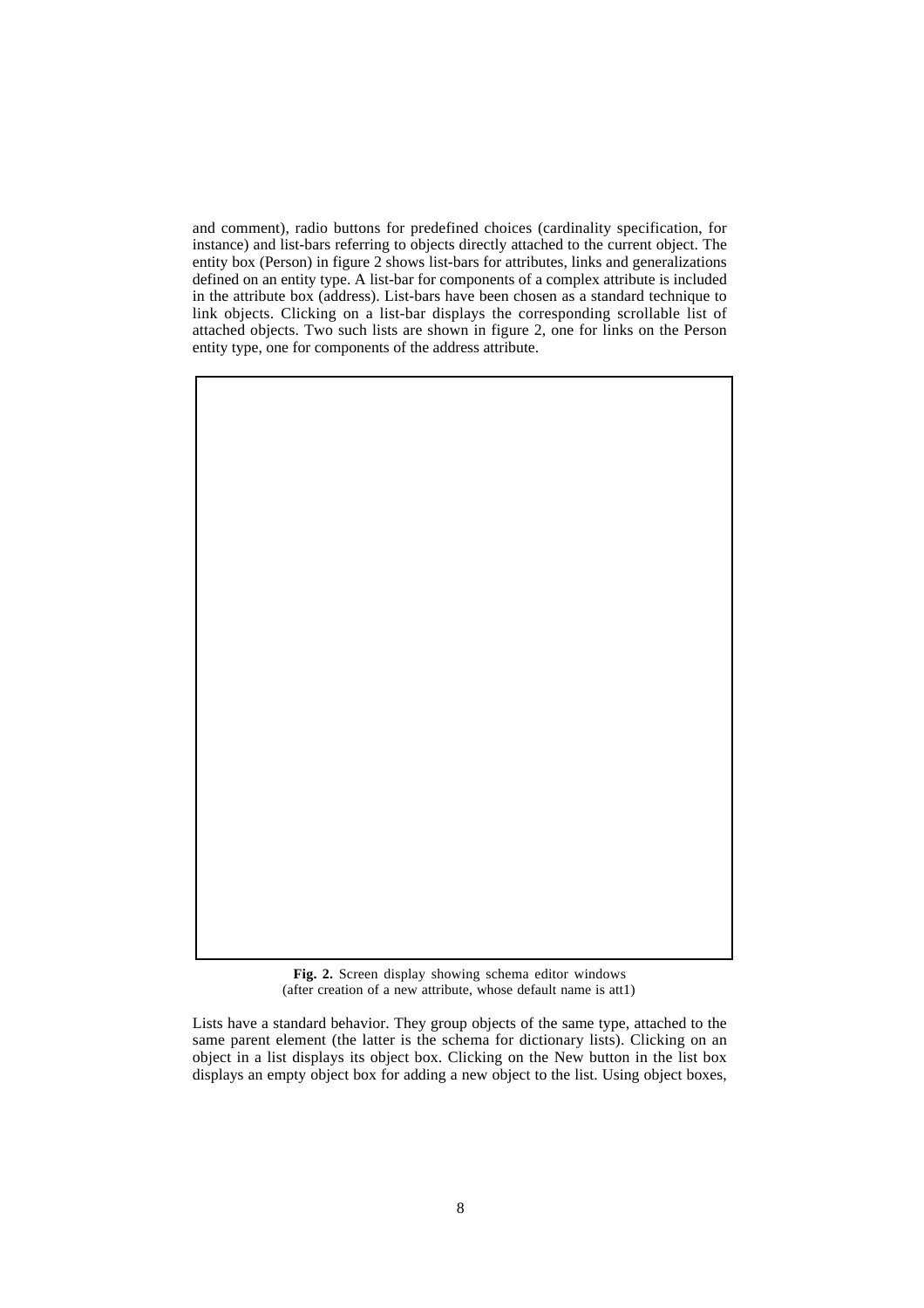and comment), radio buttons for predefined choices (cardinality specification, for instance) and list-bars referring to objects directly attached to the current object. The entity box (Person) in figure 2 shows list-bars for attributes, links and generalizations defined on an entity type. A list-bar for components of a complex attribute is included in the attribute box (address). List-bars have been chosen as a standard technique to link objects. Clicking on a list-bar displays the corresponding scrollable list of attached objects. Two such lists are shown in figure 2, one for links on the Person entity type, one for components of the address attribute.

**Fig. 2.** Screen display showing schema editor windows (after creation of a new attribute, whose default name is att1)

Lists have a standard behavior. They group objects of the same type, attached to the same parent element (the latter is the schema for dictionary lists). Clicking on an object in a list displays its object box. Clicking on the New button in the list box displays an empty object box for adding a new object to the list. Using object boxes,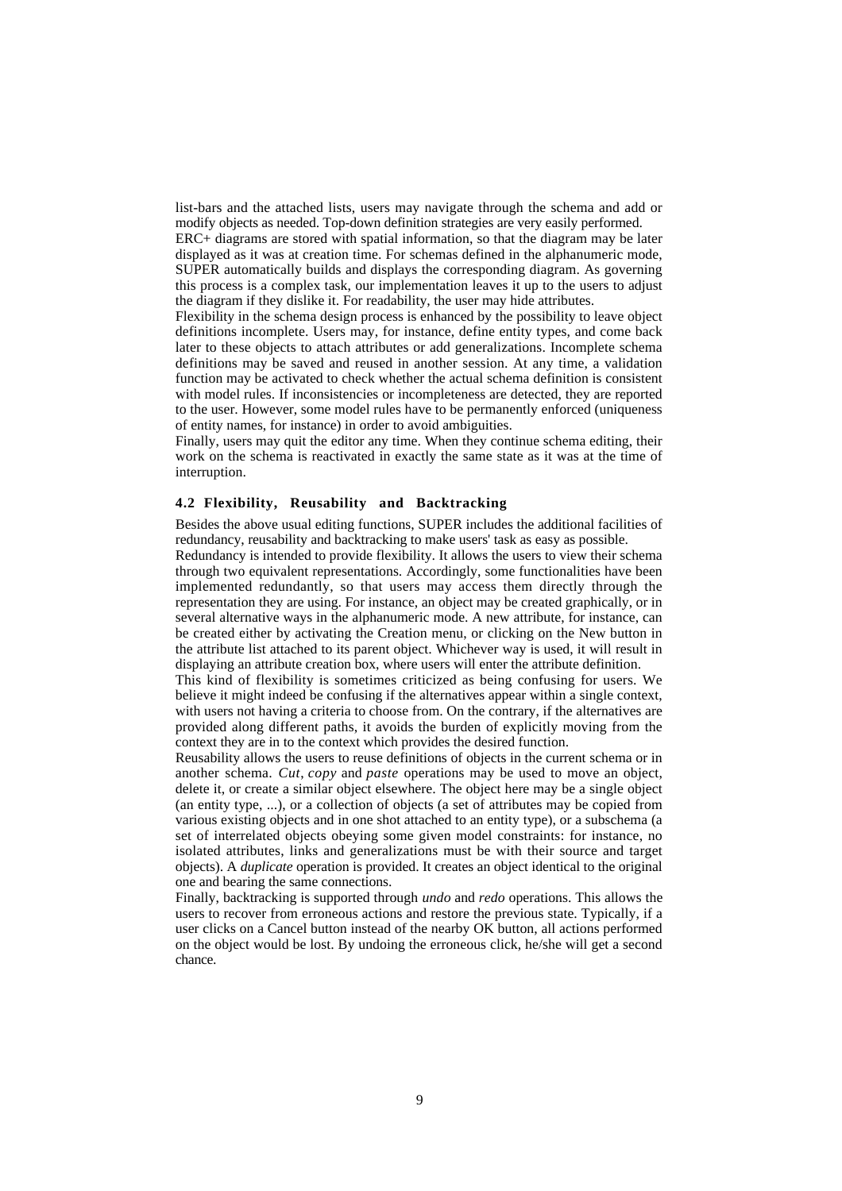list-bars and the attached lists, users may navigate through the schema and add or modify objects as needed. Top-down definition strategies are very easily performed.

ERC+ diagrams are stored with spatial information, so that the diagram may be later displayed as it was at creation time. For schemas defined in the alphanumeric mode, SUPER automatically builds and displays the corresponding diagram. As governing this process is a complex task, our implementation leaves it up to the users to adjust the diagram if they dislike it. For readability, the user may hide attributes.

Flexibility in the schema design process is enhanced by the possibility to leave object definitions incomplete. Users may, for instance, define entity types, and come back later to these objects to attach attributes or add generalizations. Incomplete schema definitions may be saved and reused in another session. At any time, a validation function may be activated to check whether the actual schema definition is consistent with model rules. If inconsistencies or incompleteness are detected, they are reported to the user. However, some model rules have to be permanently enforced (uniqueness of entity names, for instance) in order to avoid ambiguities.

Finally, users may quit the editor any time. When they continue schema editing, their work on the schema is reactivated in exactly the same state as it was at the time of interruption.

### 4.2 Flexibility, Reusability and Backtracking

Besides the above usual editing functions, SUPER includes the additional facilities of redundancy, reusability and backtracking to make users' task as easy as possible.

Redundancy is intended to provide flexibility. It allows the users to view their schema through two equivalent representations. Accordingly, some functionalities have been implemented redundantly, so that users may access them directly through the representation they are using. For instance, an object may be created graphically, or in several alternative ways in the alphanumeric mode. A new attribute, for instance, can be created either by activating the Creation menu, or clicking on the New button in the attribute list attached to its parent object. Whichever way is used, it will result in displaying an attribute creation box, where users will enter the attribute definition.

This kind of flexibility is sometimes criticized as being confusing for users. We believe it might indeed be confusing if the alternatives appear within a single context, with users not having a criteria to choose from. On the contrary, if the alternatives are provided along different paths, it avoids the burden of explicitly moving from the context they are in to the context which provides the desired function.

Reusability allows the users to reuse definitions of objects in the current schema or in another schema. *Cut*, *copy* and *paste* operations may be used to move an object, delete it, or create a similar object elsewhere. The object here may be a single object (an entity type, ...), or a collection of objects (a set of attributes may be copied from various existing objects and in one shot attached to an entity type), or a subschema (a set of interrelated objects obeying some given model constraints: for instance, no isolated attributes, links and generalizations must be with their source and target objects). A *duplicate* operation is provided. It creates an object identical to the original one and bearing the same connections.

Finally, backtracking is supported through *undo* and *redo* operations. This allows the users to recover from erroneous actions and restore the previous state. Typically, if a user clicks on a Cancel button instead of the nearby OK button, all actions performed on the object would be lost. By undoing the erroneous click, he/she will get a second chance.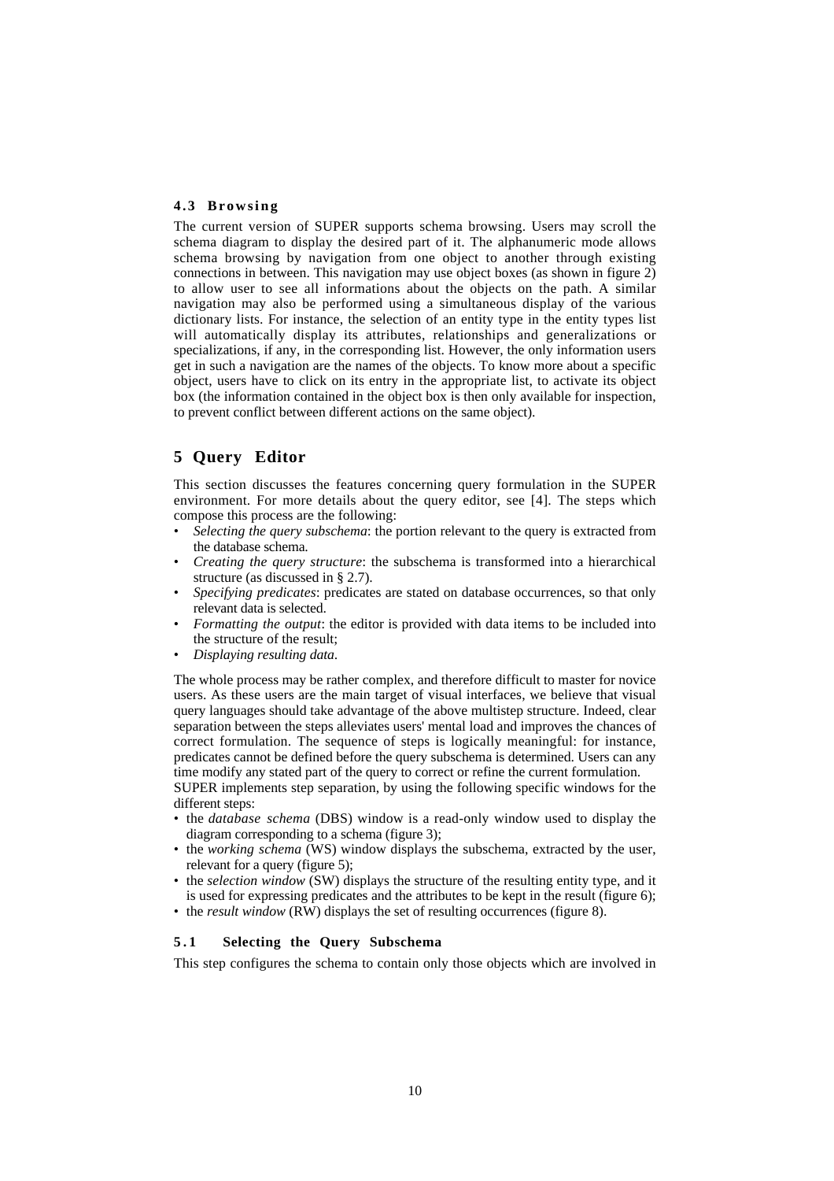### 4.3 Browsing

The current version of SUPER supports schema browsing. Users may scroll the schema diagram to display the desired part of it. The alphanumeric mode allows schema browsing by navigation from one object to another through existing connections in between. This navigation may use object boxes (as shown in figure 2) to allow user to see all informations about the objects on the path. A similar navigation may also be performed using a simultaneous display of the various dictionary lists. For instance, the selection of an entity type in the entity types list will automatically display its attributes, relationships and generalizations or specializations, if any, in the corresponding list. However, the only information users get in such a navigation are the names of the objects. To know more about a specific object, users have to click on its entry in the appropriate list, to activate its object box (the information contained in the object box is then only available for inspection, to prevent conflict between different actions on the same object).

## 5 Query Editor

This section discusses the features concerning query formulation in the SUPER environment. For more details about the query editor, see [4]. The steps which compose this process are the following:

- *Selecting the query subschema*: the portion relevant to the query is extracted from the database schema.
- *Creating the query structure*: the subschema is transformed into a hierarchical structure (as discussed in § 2.7).
- *Specifying predicates*: predicates are stated on database occurrences, so that only relevant data is selected.
- *Formatting the output*: the editor is provided with data items to be included into the structure of the result;
- *Displaying resulting data*.

The whole process may be rather complex, and therefore difficult to master for novice users. As these users are the main target of visual interfaces, we believe that visual query languages should take advantage of the above multistep structure. Indeed, clear separation between the steps alleviates users' mental load and improves the chances of correct formulation. The sequence of steps is logically meaningful: for instance, predicates cannot be defined before the query subschema is determined. Users can any time modify any stated part of the query to correct or refine the current formulation.
SUPER implements step separation, by using the following specific windows for the different steps:

- the *database schema* (DBS) window is a read-only window used to display the diagram corresponding to a schema (figure 3);
- the *working schema* (WS) window displays the subschema, extracted by the user, relevant for a query (figure 5);
- the *selection window* (SW) displays the structure of the resulting entity type, and it is used for expressing predicates and the attributes to be kept in the result (figure 6);
- the *result window* (RW) displays the set of resulting occurrences (figure 8).

### 5.1 Selecting the Query Subschema

This step configures the schema to contain only those objects which are involved in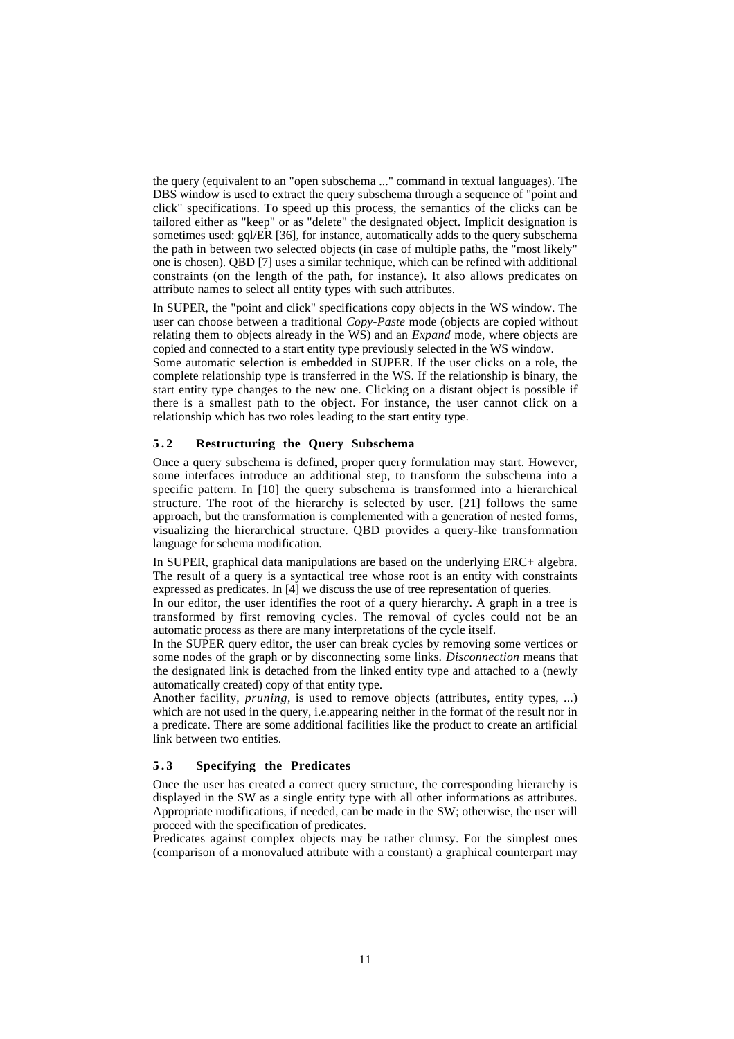the query (equivalent to an "open subschema ..." command in textual languages). The DBS window is used to extract the query subschema through a sequence of "point and click" specifications. To speed up this process, the semantics of the clicks can be tailored either as "keep" or as "delete" the designated object. Implicit designation is sometimes used: gql/ER [36], for instance, automatically adds to the query subschema the path in between two selected objects (in case of multiple paths, the "most likely" one is chosen). QBD [7] uses a similar technique, which can be refined with additional constraints (on the length of the path, for instance). It also allows predicates on attribute names to select all entity types with such attributes.

In SUPER, the "point and click" specifications copy objects in the WS window. The user can choose between a traditional *Copy-Paste* mode (objects are copied without relating them to objects already in the WS) and an *Expand* mode, where objects are copied and connected to a start entity type previously selected in the WS window.
Some automatic selection is embedded in SUPER. If the user clicks on a role, the complete relationship type is transferred in the WS. If the relationship is binary, the start entity type changes to the new one. Clicking on a distant object is possible if there is a smallest path to the object. For instance, the user cannot click on a relationship which has two roles leading to the start entity type.

### 5.2 Restructuring the Query Subschema

Once a query subschema is defined, proper query formulation may start. However, some interfaces introduce an additional step, to transform the subschema into a specific pattern. In [10] the query subschema is transformed into a hierarchical structure. The root of the hierarchy is selected by user. [21] follows the same approach, but the transformation is complemented with a generation of nested forms, visualizing the hierarchical structure. QBD provides a query-like transformation language for schema modification.

In SUPER, graphical data manipulations are based on the underlying ERC+ algebra. The result of a query is a syntactical tree whose root is an entity with constraints expressed as predicates. In [4] we discuss the use of tree representation of queries.
In our editor, the user identifies the root of a query hierarchy. A graph in a tree is transformed by first removing cycles. The removal of cycles could not be an automatic process as there are many interpretations of the cycle itself.
In the SUPER query editor, the user can break cycles by removing some vertices or some nodes of the graph or by disconnecting some links. *Disconnection* means that the designated link is detached from the linked entity type and attached to a (newly automatically created) copy of that entity type.
Another facility, *pruning*, is used to remove objects (attributes, entity types, ...) which are not used in the query, i.e.appearing neither in the format of the result nor in a predicate. There are some additional facilities like the product to create an artificial link between two entities.

### 5.3 Specifying the Predicates

Once the user has created a correct query structure, the corresponding hierarchy is displayed in the SW as a single entity type with all other informations as attributes. Appropriate modifications, if needed, can be made in the SW; otherwise, the user will proceed with the specification of predicates.
Predicates against complex objects may be rather clumsy. For the simplest ones (comparison of a monovalued attribute with a constant) a graphical counterpart may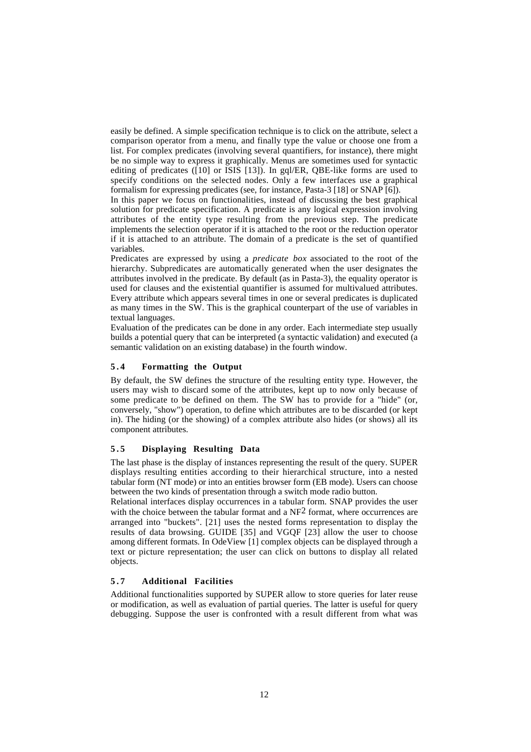easily be defined. A simple specification technique is to click on the attribute, select a comparison operator from a menu, and finally type the value or choose one from a list. For complex predicates (involving several quantifiers, for instance), there might be no simple way to express it graphically. Menus are sometimes used for syntactic editing of predicates ([10] or ISIS [13]). In gql/ER, QBE-like forms are used to specify conditions on the selected nodes. Only a few interfaces use a graphical formalism for expressing predicates (see, for instance, Pasta-3 [18] or SNAP [6]).

In this paper we focus on functionalities, instead of discussing the best graphical solution for predicate specification. A predicate is any logical expression involving attributes of the entity type resulting from the previous step. The predicate implements the selection operator if it is attached to the root or the reduction operator if it is attached to an attribute. The domain of a predicate is the set of quantified variables.

Predicates are expressed by using a *predicate box* associated to the root of the hierarchy. Subpredicates are automatically generated when the user designates the attributes involved in the predicate. By default (as in Pasta-3), the equality operator is used for clauses and the existential quantifier is assumed for multivalued attributes. Every attribute which appears several times in one or several predicates is duplicated as many times in the SW. This is the graphical counterpart of the use of variables in textual languages.

Evaluation of the predicates can be done in any order. Each intermediate step usually builds a potential query that can be interpreted (a syntactic validation) and executed (a semantic validation on an existing database) in the fourth window.

### 5.4 Formatting the Output

By default, the SW defines the structure of the resulting entity type. However, the users may wish to discard some of the attributes, kept up to now only because of some predicate to be defined on them. The SW has to provide for a "hide" (or, conversely, "show") operation, to define which attributes are to be discarded (or kept in). The hiding (or the showing) of a complex attribute also hides (or shows) all its component attributes.

### 5.5 Displaying Resulting Data

The last phase is the display of instances representing the result of the query. SUPER displays resulting entities according to their hierarchical structure, into a nested tabular form (NT mode) or into an entities browser form (EB mode). Users can choose between the two kinds of presentation through a switch mode radio button.

Relational interfaces display occurrences in a tabular form. SNAP provides the user with the choice between the tabular format and a $NF^2$ format, where occurrences are arranged into "buckets". [21] uses the nested forms representation to display the results of data browsing. GUIDE [35] and VGQF [23] allow the user to choose among different formats. In OdeView [1] complex objects can be displayed through a text or picture representation; the user can click on buttons to display all related objects.

### 5.7 Additional Facilities

Additional functionalities supported by SUPER allow to store queries for later reuse or modification, as well as evaluation of partial queries. The latter is useful for query debugging. Suppose the user is confronted with a result different from what was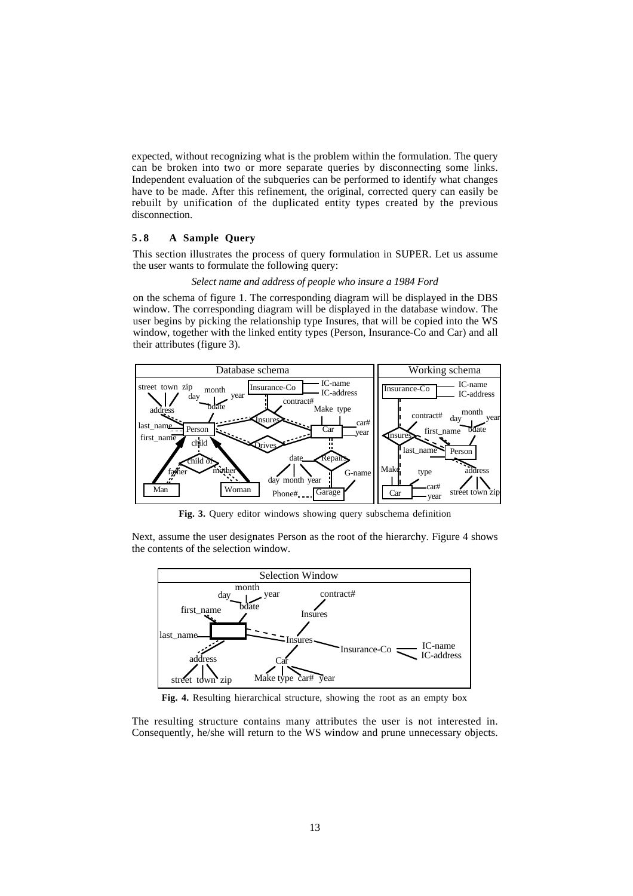expected, without recognizing what is the problem within the formulation. The query can be broken into two or more separate queries by disconnecting some links. Independent evaluation of the subqueries can be performed to identify what changes have to be made. After this refinement, the original, corrected query can easily be rebuilt by unification of the duplicated entity types created by the previous disconnection.

### 5.8 A Sample Query

This section illustrates the process of query formulation in SUPER. Let us assume the user wants to formulate the following query:

*Select name and address of people who insure a 1984 Ford*

on the schema of figure 1. The corresponding diagram will be displayed in the DBS window. The corresponding diagram will be displayed in the database window. The user begins by picking the relationship type Insures, that will be copied into the WS window, together with the linked entity types (Person, Insurance-Co and Car) and all their attributes (figure 3).

**Fig. 3.** Query editor windows showing query subschema definition

Next, assume the user designates Person as the root of the hierarchy. Figure 4 shows the contents of the selection window.

**Fig. 4.** Resulting hierarchical structure, showing the root as an empty box

The resulting structure contains many attributes the user is not interested in. Consequently, he/she will return to the WS window and prune unnecessary objects.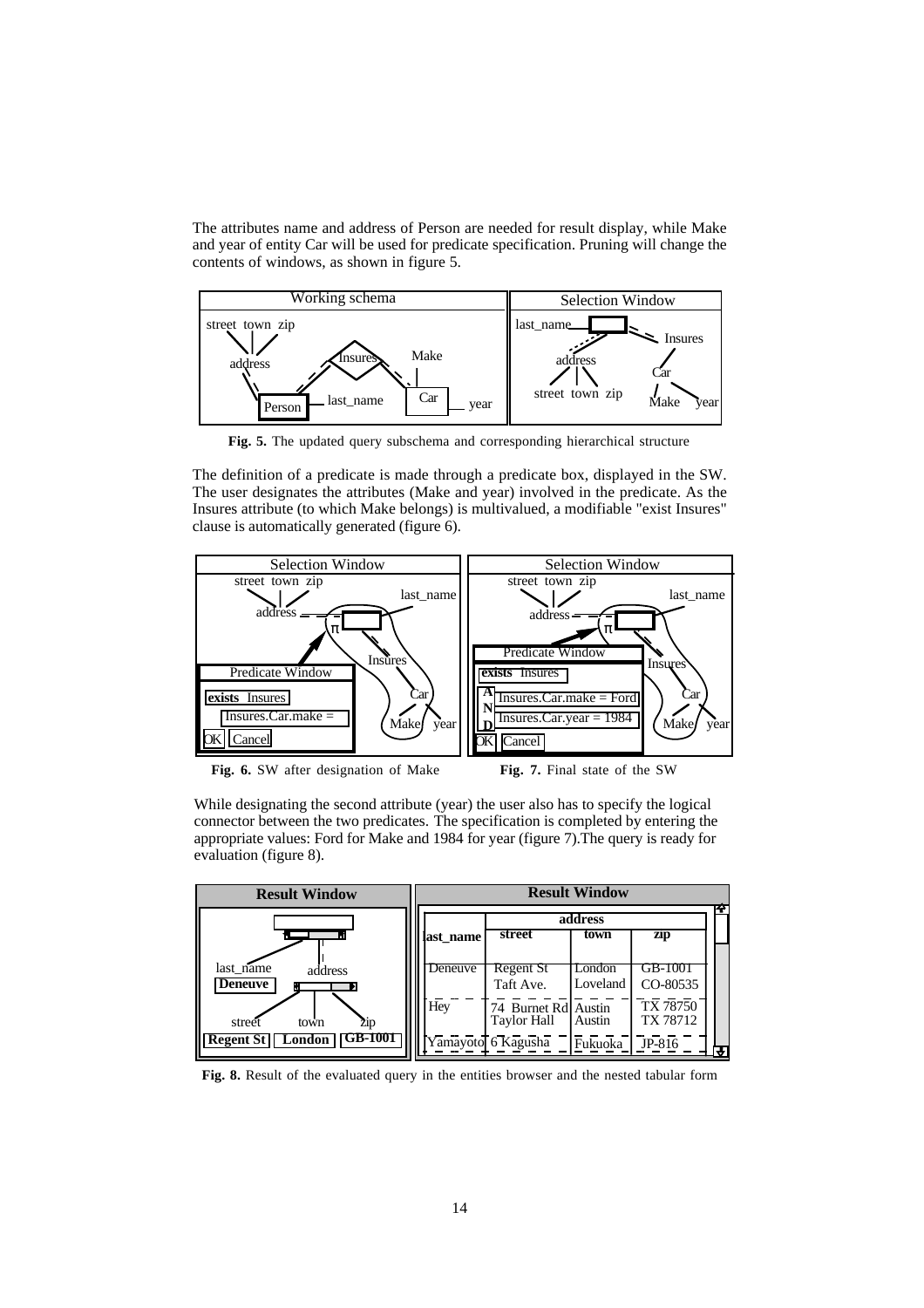The attributes name and address of Person are needed for result display, while Make and year of entity Car will be used for predicate specification. Pruning will change the contents of windows, as shown in figure 5.

**Fig. 5.** The updated query subschema and corresponding hierarchical structure

The definition of a predicate is made through a predicate box, displayed in the SW. The user designates the attributes (Make and year) involved in the predicate. As the Insures attribute (to which Make belongs) is multivalued, a modifiable "exist Insures" clause is automatically generated (figure 6).

**Fig. 6.** SW after designation of Make

**Fig. 7.** Final state of the SW

While designating the second attribute (year) the user also has to specify the logical connector between the two predicates. The specification is completed by entering the appropriate values: Ford for Make and 1984 for year (figure 7).The query is ready for evaluation (figure 8).

**Fig. 8.** Result of the evaluated query in the entities browser and the nested tabular form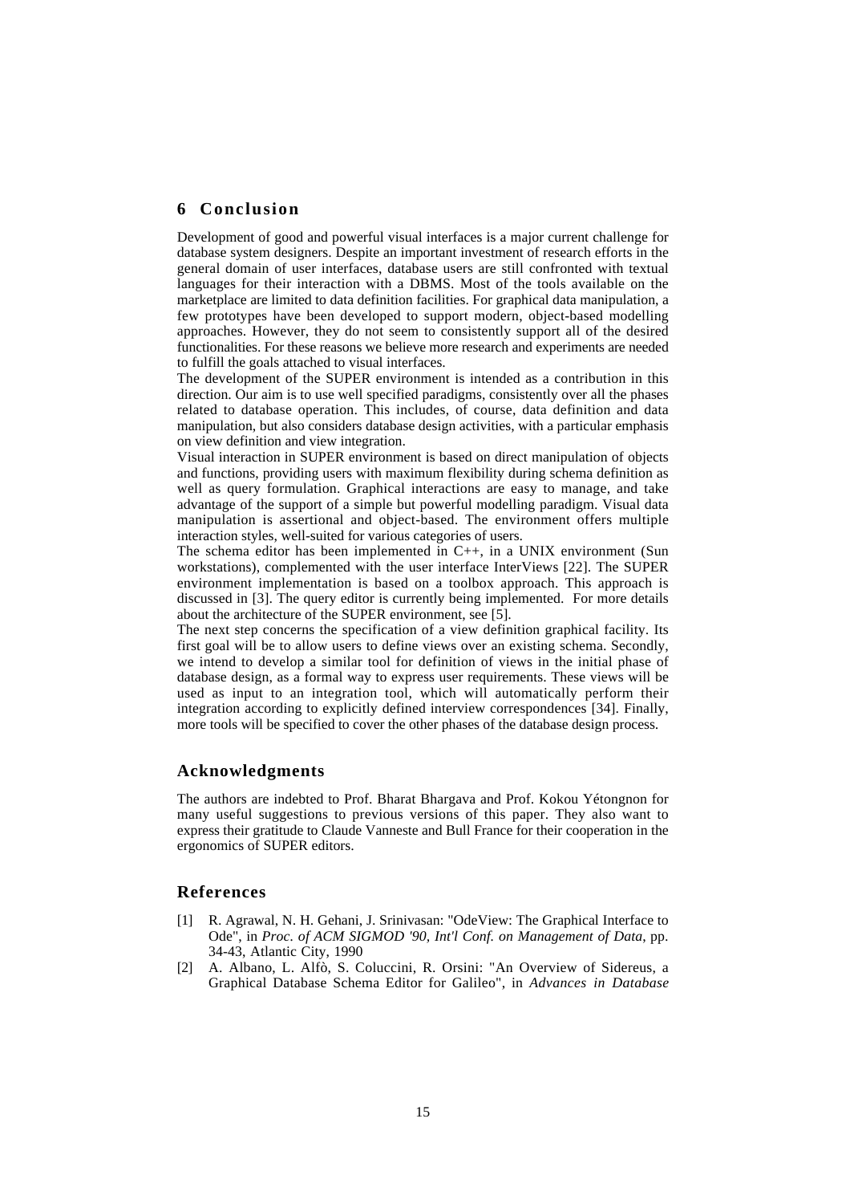## 6 Conclusion

Development of good and powerful visual interfaces is a major current challenge for database system designers. Despite an important investment of research efforts in the general domain of user interfaces, database users are still confronted with textual languages for their interaction with a DBMS. Most of the tools available on the marketplace are limited to data definition facilities. For graphical data manipulation, a few prototypes have been developed to support modern, object-based modelling approaches. However, they do not seem to consistently support all of the desired functionalities. For these reasons we believe more research and experiments are needed to fulfill the goals attached to visual interfaces.

The development of the SUPER environment is intended as a contribution in this direction. Our aim is to use well specified paradigms, consistently over all the phases related to database operation. This includes, of course, data definition and data manipulation, but also considers database design activities, with a particular emphasis on view definition and view integration.

Visual interaction in SUPER environment is based on direct manipulation of objects and functions, providing users with maximum flexibility during schema definition as well as query formulation. Graphical interactions are easy to manage, and take advantage of the support of a simple but powerful modelling paradigm. Visual data manipulation is assertional and object-based. The environment offers multiple interaction styles, well-suited for various categories of users.

The schema editor has been implemented in C++, in a UNIX environment (Sun workstations), complemented with the user interface InterViews [22]. The SUPER environment implementation is based on a toolbox approach. This approach is discussed in [3]. The query editor is currently being implemented. For more details about the architecture of the SUPER environment, see [5].

The next step concerns the specification of a view definition graphical facility. Its first goal will be to allow users to define views over an existing schema. Secondly, we intend to develop a similar tool for definition of views in the initial phase of database design, as a formal way to express user requirements. These views will be used as input to an integration tool, which will automatically perform their integration according to explicitly defined interview correspondences [34]. Finally, more tools will be specified to cover the other phases of the database design process.

## Acknowledgments

The authors are indebted to Prof. Bharat Bhargava and Prof. Kokou Yétongnon for many useful suggestions to previous versions of this paper. They also want to express their gratitude to Claude Vanneste and Bull France for their cooperation in the ergonomics of SUPER editors.

## References

[1] R. Agrawal, N. H. Gehani, J. Srinivasan: "OdeView: The Graphical Interface to Ode", in *Proc. of ACM SIGMOD '90, Int'l Conf. on Management of Data*, pp. 34-43, Atlantic City, 1990

[2] A. Albano, L. Alfò, S. Coluccini, R. Orsini: "An Overview of Sidereus, a Graphical Database Schema Editor for Galileo", in *Advances in Database*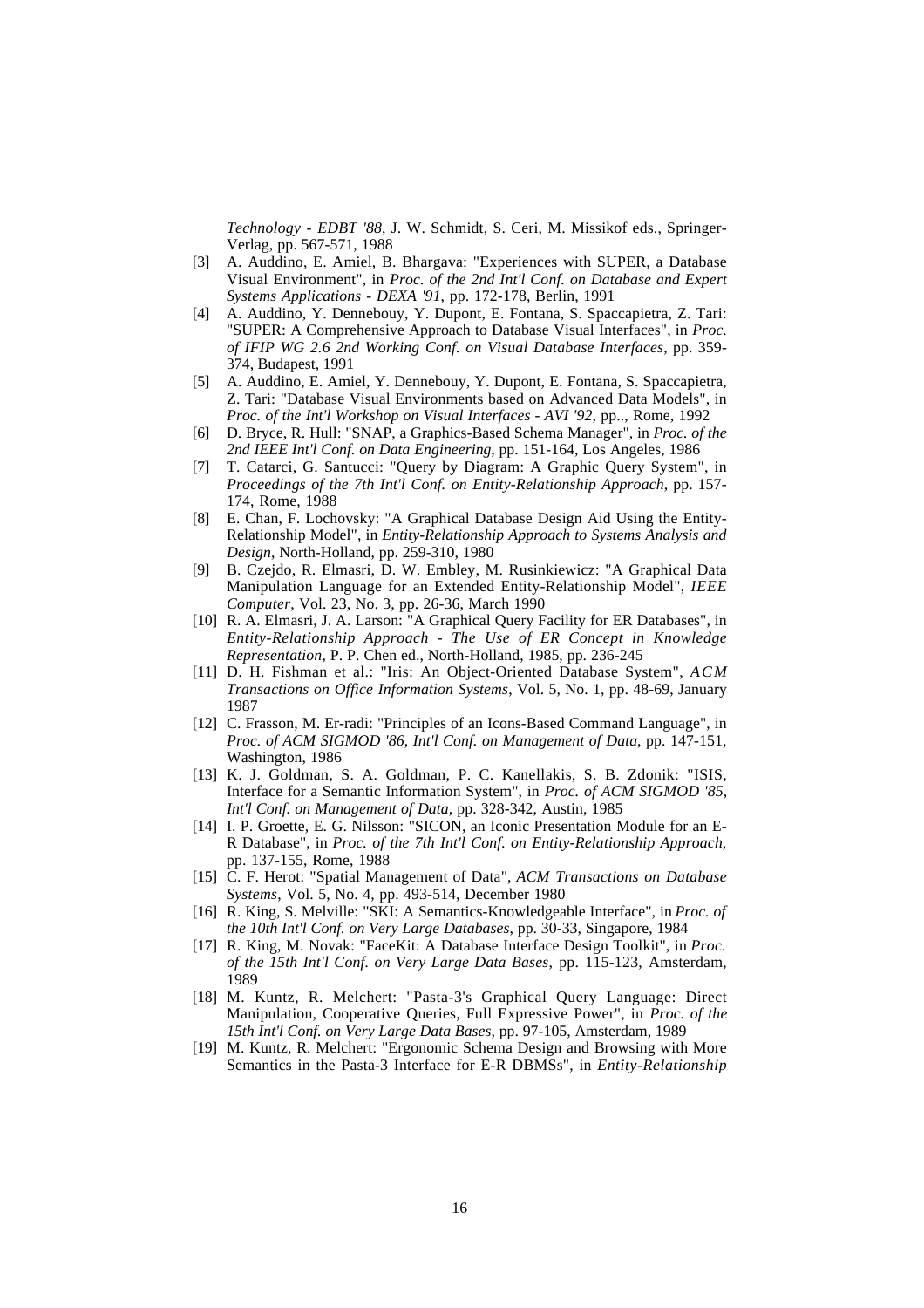*Technology - EDBT '88*, J. W. Schmidt, S. Ceri, M. Missikof eds., Springer-Verlag, pp. 567-571, 1988

[3] A. Auddino, E. Amiel, B. Bhargava: "Experiences with SUPER, a Database Visual Environment", in *Proc. of the 2nd Int'l Conf. on Database and Expert Systems Applications - DEXA '91*, pp. 172-178, Berlin, 1991

[4] A. Auddino, Y. Dennebouy, Y. Dupont, E. Fontana, S. Spaccapietra, Z. Tari: "SUPER: A Comprehensive Approach to Database Visual Interfaces", in *Proc. of IFIP WG 2.6 2nd Working Conf. on Visual Database Interfaces*, pp. 359-374, Budapest, 1991

[5] A. Auddino, E. Amiel, Y. Dennebouy, Y. Dupont, E. Fontana, S. Spaccapietra, Z. Tari: "Database Visual Environments based on Advanced Data Models", in *Proc. of the Int'l Workshop on Visual Interfaces - AVI '92*, pp.., Rome, 1992

[6] D. Bryce, R. Hull: "SNAP, a Graphics-Based Schema Manager", in *Proc. of the 2nd IEEE Int'l Conf. on Data Engineering*, pp. 151-164, Los Angeles, 1986

[7] T. Catarci, G. Santucci: "Query by Diagram: A Graphic Query System", in *Proceedings of the 7th Int'l Conf. on Entity-Relationship Approach*, pp. 157-174, Rome, 1988

[8] E. Chan, F. Lochovsky: "A Graphical Database Design Aid Using the Entity-Relationship Model", in *Entity-Relationship Approach to Systems Analysis and Design*, North-Holland, pp. 259-310, 1980

[9] B. Czejdo, R. Elmasri, D. W. Embley, M. Rusinkiewicz: "A Graphical Data Manipulation Language for an Extended Entity-Relationship Model", *IEEE Computer*, Vol. 23, No. 3, pp. 26-36, March 1990

[10] R. A. Elmasri, J. A. Larson: "A Graphical Query Facility for ER Databases", in *Entity-Relationship Approach - The Use of ER Concept in Knowledge Representation*, P. P. Chen ed., North-Holland, 1985, pp. 236-245

[11] D. H. Fishman et al.: "Iris: An Object-Oriented Database System", *ACM Transactions on Office Information Systems*, Vol. 5, No. 1, pp. 48-69, January 1987

[12] C. Frasson, M. Er-radi: "Principles of an Icons-Based Command Language", in *Proc. of ACM SIGMOD '86, Int'l Conf. on Management of Data*, pp. 147-151, Washington, 1986

[13] K. J. Goldman, S. A. Goldman, P. C. Kanellakis, S. B. Zdonik: "ISIS, Interface for a Semantic Information System", in *Proc. of ACM SIGMOD '85, Int'l Conf. on Management of Data*, pp. 328-342, Austin, 1985

[14] I. P. Groette, E. G. Nilsson: "SICON, an Iconic Presentation Module for an E-R Database", in *Proc. of the 7th Int'l Conf. on Entity-Relationship Approach*, pp. 137-155, Rome, 1988

[15] C. F. Herot: "Spatial Management of Data", *ACM Transactions on Database Systems*, Vol. 5, No. 4, pp. 493-514, December 1980

[16] R. King, S. Melville: "SKI: A Semantics-Knowledgeable Interface", in *Proc. of the 10th Int'l Conf. on Very Large Databases*, pp. 30-33, Singapore, 1984

[17] R. King, M. Novak: "FaceKit: A Database Interface Design Toolkit", in *Proc. of the 15th Int'l Conf. on Very Large Data Bases*, pp. 115-123, Amsterdam, 1989

[18] M. Kuntz, R. Melchert: "Pasta-3's Graphical Query Language: Direct Manipulation, Cooperative Queries, Full Expressive Power", in *Proc. of the 15th Int'l Conf. on Very Large Data Bases*, pp. 97-105, Amsterdam, 1989

[19] M. Kuntz, R. Melchert: "Ergonomic Schema Design and Browsing with More Semantics in the Pasta-3 Interface for E-R DBMSs", in *Entity-Relationship*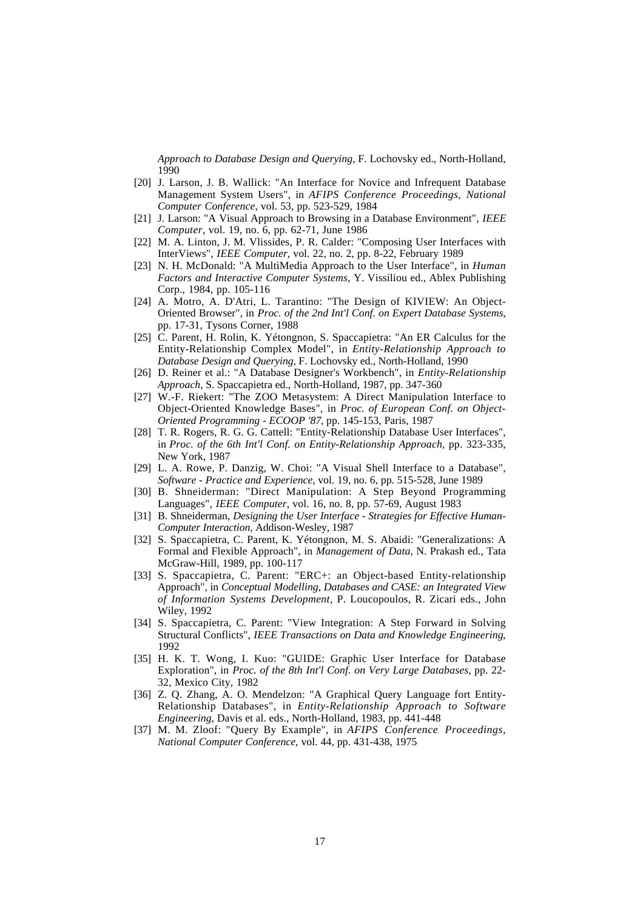*Approach to Database Design and Querying*, F. Lochovsky ed., North-Holland, 1990

[20] J. Larson, J. B. Wallick: "An Interface for Novice and Infrequent Database Management System Users", in *AFIPS Conference Proceedings, National Computer Conference*, vol. 53, pp. 523-529, 1984

[21] J. Larson: "A Visual Approach to Browsing in a Database Environment", *IEEE Computer*, vol. 19, no. 6, pp. 62-71, June 1986

[22] M. A. Linton, J. M. Vlissides, P. R. Calder: "Composing User Interfaces with InterViews", *IEEE Computer*, vol. 22, no. 2, pp. 8-22, February 1989

[23] N. H. McDonald: "A MultiMedia Approach to the User Interface", in *Human Factors and Interactive Computer Systems*, Y. Vissiliou ed., Ablex Publishing Corp., 1984, pp. 105-116

[24] A. Motro, A. D'Atri, L. Tarantino: "The Design of KIVIEW: An Object-Oriented Browser", in *Proc. of the 2nd Int'l Conf. on Expert Database Systems*, pp. 17-31, Tysons Corner, 1988

[25] C. Parent, H. Rolin, K. Yétongnon, S. Spaccapietra: "An ER Calculus for the Entity-Relationship Complex Model", in *Entity-Relationship Approach to Database Design and Querying*, F. Lochovsky ed., North-Holland, 1990

[26] D. Reiner et al.: "A Database Designer's Workbench", in *Entity-Relationship Approach*, S. Spaccapietra ed., North-Holland, 1987, pp. 347-360

[27] W.-F. Riekert: "The ZOO Metasystem: A Direct Manipulation Interface to Object-Oriented Knowledge Bases", in *Proc. of European Conf. on Object-Oriented Programming - ECOOP '87*, pp. 145-153, Paris, 1987

[28] T. R. Rogers, R. G. G. Cattell: "Entity-Relationship Database User Interfaces", in *Proc. of the 6th Int'l Conf. on Entity-Relationship Approach*, pp. 323-335, New York, 1987

[29] L. A. Rowe, P. Danzig, W. Choi: "A Visual Shell Interface to a Database", *Software - Practice and Experience*, vol. 19, no. 6, pp. 515-528, June 1989

[30] B. Shneiderman: "Direct Manipulation: A Step Beyond Programming Languages", *IEEE Computer*, vol. 16, no. 8, pp. 57-69, August 1983

[31] B. Shneiderman, *Designing the User Interface - Strategies for Effective Human-Computer Interaction*, Addison-Wesley, 1987

[32] S. Spaccapietra, C. Parent, K. Yétongnon, M. S. Abaidi: "Generalizations: A Formal and Flexible Approach", in *Management of Data*, N. Prakash ed., Tata McGraw-Hill, 1989, pp. 100-117

[33] S. Spaccapietra, C. Parent: "ERC+: an Object-based Entity-relationship Approach", in *Conceptual Modelling, Databases and CASE: an Integrated View of Information Systems Development*, P. Loucopoulos, R. Zicari eds., John Wiley, 1992

[34] S. Spaccapietra, C. Parent: "View Integration: A Step Forward in Solving Structural Conflicts", *IEEE Transactions on Data and Knowledge Engineering*, 1992

[35] H. K. T. Wong, I. Kuo: "GUIDE: Graphic User Interface for Database Exploration", in *Proc. of the 8th Int'l Conf. on Very Large Databases*, pp. 22-32, Mexico City, 1982

[36] Z. Q. Zhang, A. O. Mendelzon: "A Graphical Query Language fort Entity-Relationship Databases", in *Entity-Relationship Approach to Software Engineering*, Davis et al. eds., North-Holland, 1983, pp. 441-448

[37] M. M. Zloof: "Query By Example", in *AFIPS Conference Proceedings, National Computer Conference*, vol. 44, pp. 431-438, 1975